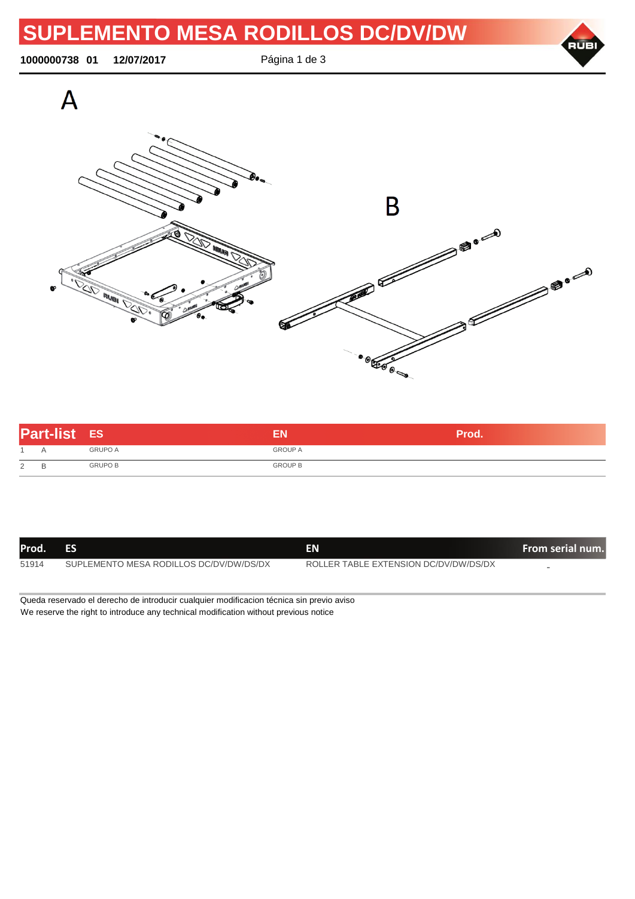# SUPLEMENTO MESA RODILLOS DC/DV/DW

**1000000738 01 12/07/2017**

A

B

| Part-list | | ES | EN | Prod. |
|---|---|---|---|---|
| 1 | A | GRUPO A | GROUP A | |
| 2 | B | GRUPO B | GROUP B | |

| Prod. | ES | EN | From serial num. |
|---|---|---|---|
| 51914 | SUPLEMENTO MESA RODILLOS DC/DV/DW/DS/DX | ROLLER TABLE EXTENSION DC/DV/DW/DS/DX | - |

Queda reservado el derecho de introducir cualquier modificacion técnica sin previo aviso
We reserve the right to introduce any technical modification without previous notice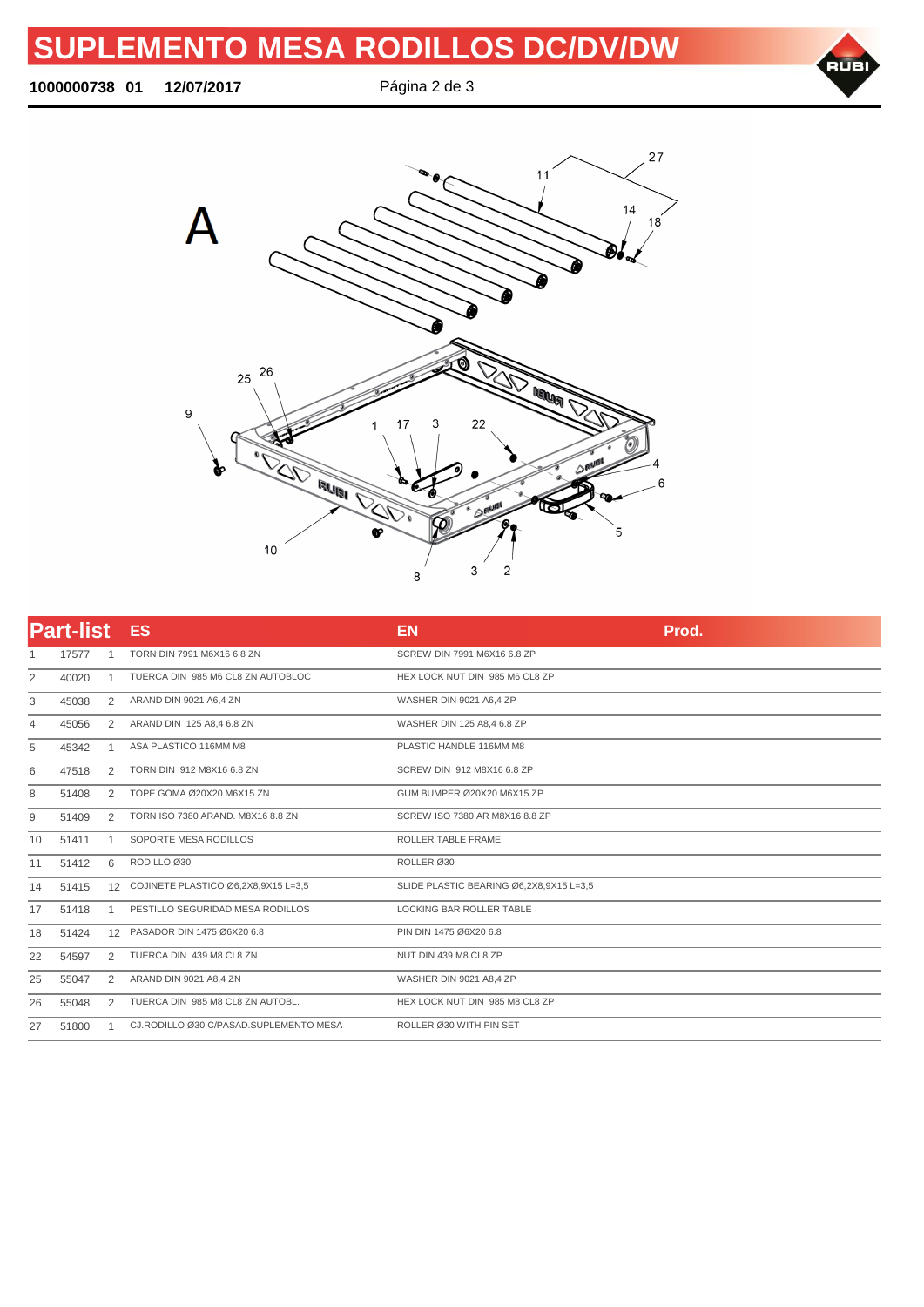# SUPLEMENTO MESA RODILLOS DC/DV/DW

**1000000738 01** **12/07/2017**

A

| Part-list | | | ES | EN | Prod. |
|---|---|---|---|---|---|
| 1 | 17577 | 1 | TORN DIN 7991 M6X16 6.8 ZN | SCREW DIN 7991 M6X16 6.8 ZP | |
| 2 | 40020 | 1 | TUERCA DIN 985 M6 CL8 ZN AUTOBLOC | HEX LOCK NUT DIN 985 M6 CL8 ZP | |
| 3 | 45038 | 2 | ARAND DIN 9021 A6,4 ZN | WASHER DIN 9021 A6,4 ZP | |
| 4 | 45056 | 2 | ARAND DIN 125 A8,4 6.8 ZN | WASHER DIN 125 A8,4 6.8 ZP | |
| 5 | 45342 | 1 | ASA PLASTICO 116MM M8 | PLASTIC HANDLE 116MM M8 | |
| 6 | 47518 | 2 | TORN DIN 912 M8X16 6.8 ZN | SCREW DIN 912 M8X16 6.8 ZP | |
| 8 | 51408 | 2 | TOPE GOMA Ø20X20 M6X15 ZN | GUM BUMPER Ø20X20 M6X15 ZP | |
| 9 | 51409 | 2 | TORN ISO 7380 ARAND. M8X16 8.8 ZN | SCREW ISO 7380 AR M8X16 8.8 ZP | |
| 10 | 51411 | 1 | SOPORTE MESA RODILLOS | ROLLER TABLE FRAME | |
| 11 | 51412 | 6 | RODILLO Ø30 | ROLLER Ø30 | |
| 14 | 51415 | 12 | COJINETE PLASTICO Ø6,2X8,9X15 L=3,5 | SLIDE PLASTIC BEARING Ø6,2X8,9X15 L=3,5 | |
| 17 | 51418 | 1 | PESTILLO SEGURIDAD MESA RODILLOS | LOCKING BAR ROLLER TABLE | |
| 18 | 51424 | 12 | PASADOR DIN 1475 Ø6X20 6.8 | PIN DIN 1475 Ø6X20 6.8 | |
| 22 | 54597 | 2 | TUERCA DIN 439 M8 CL8 ZN | NUT DIN 439 M8 CL8 ZP | |
| 25 | 55047 | 2 | ARAND DIN 9021 A8,4 ZN | WASHER DIN 9021 A8,4 ZP | |
| 26 | 55048 | 2 | TUERCA DIN 985 M8 CL8 ZN AUTOBL. | HEX LOCK NUT DIN 985 M8 CL8 ZP | |
| 27 | 51800 | 1 | CJ.RODILLO Ø30 C/PASAD.SUPLEMENTO MESA | ROLLER Ø30 WITH PIN SET | |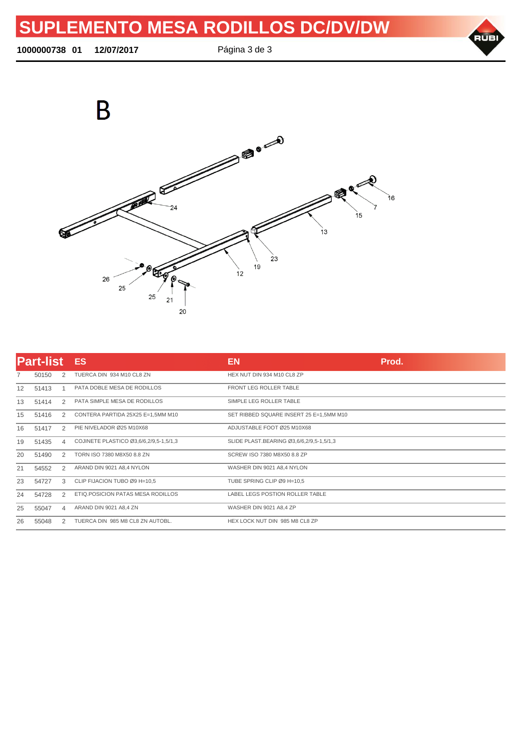# SUPLEMENTO MESA RODILLOS DC/DV/DW

**1000000738 01 12/07/2017**

B

24
16
7
15
13
23
19
12
26
25
25
21
20

| Part-list | | | ES | EN | Prod. |
|---|---|---|---|---|---|
| 7 | 50150 | 2 | TUERCA DIN 934 M10 CL8 ZN | HEX NUT DIN 934 M10 CL8 ZP | |
| 12 | 51413 | 1 | PATA DOBLE MESA DE RODILLOS | FRONT LEG ROLLER TABLE | |
| 13 | 51414 | 2 | PATA SIMPLE MESA DE RODILLOS | SIMPLE LEG ROLLER TABLE | |
| 15 | 51416 | 2 | CONTERA PARTIDA 25X25 E=1,5MM M10 | SET RIBBED SQUARE INSERT 25 E=1,5MM M10 | |
| 16 | 51417 | 2 | PIE NIVELADOR Ø25 M10X68 | ADJUSTABLE FOOT Ø25 M10X68 | |
| 19 | 51435 | 4 | COJINETE PLASTICO Ø3,6/6,2/9,5-1,5/1,3 | SLIDE PLAST.BEARING Ø3,6/6,2/9,5-1,5/1,3 | |
| 20 | 51490 | 2 | TORN ISO 7380 M8X50 8.8 ZN | SCREW ISO 7380 M8X50 8.8 ZP | |
| 21 | 54552 | 2 | ARAND DIN 9021 A8,4 NYLON | WASHER DIN 9021 A8,4 NYLON | |
| 23 | 54727 | 3 | CLIP FIJACION TUBO Ø9 H=10,5 | TUBE SPRING CLIP Ø9 H=10,5 | |
| 24 | 54728 | 2 | ETIQ.POSICION PATAS MESA RODILLOS | LABEL LEGS POSTION ROLLER TABLE | |
| 25 | 55047 | 4 | ARAND DIN 9021 A8,4 ZN | WASHER DIN 9021 A8,4 ZP | |
| 26 | 55048 | 2 | TUERCA DIN 985 M8 CL8 ZN AUTOBL. | HEX LOCK NUT DIN 985 M8 CL8 ZP | |